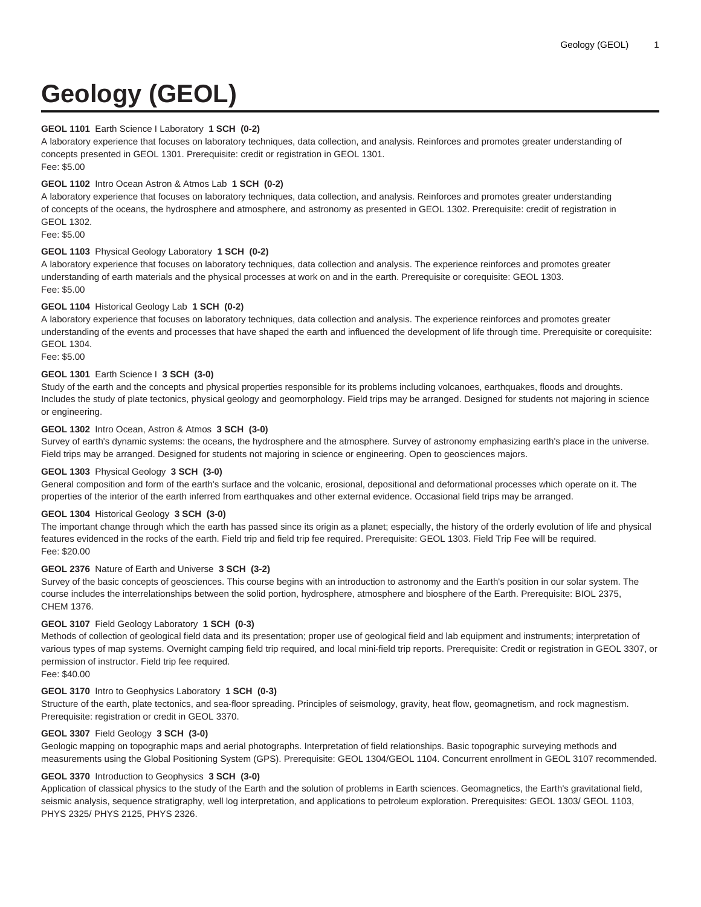# Geology (GEOL)

**GEOL 1101** Earth Science I Laboratory **1 SCH (0-2)**
A laboratory experience that focuses on laboratory techniques, data collection, and analysis. Reinforces and promotes greater understanding of concepts presented in GEOL 1301. Prerequisite: credit or registration in GEOL 1301.
Fee: $5.00

**GEOL 1102** Intro Ocean Astron & Atmos Lab **1 SCH (0-2)**
A laboratory experience that focuses on laboratory techniques, data collection, and analysis. Reinforces and promotes greater understanding of concepts of the oceans, the hydrosphere and atmosphere, and astronomy as presented in GEOL 1302. Prerequisite: credit of registration in GEOL 1302.
Fee: $5.00

**GEOL 1103** Physical Geology Laboratory **1 SCH (0-2)**
A laboratory experience that focuses on laboratory techniques, data collection and analysis. The experience reinforces and promotes greater understanding of earth materials and the physical processes at work on and in the earth. Prerequisite or corequisite: GEOL 1303.
Fee: $5.00

**GEOL 1104** Historical Geology Lab **1 SCH (0-2)**
A laboratory experience that focuses on laboratory techniques, data collection and analysis. The experience reinforces and promotes greater understanding of the events and processes that have shaped the earth and influenced the development of life through time. Prerequisite or corequisite: GEOL 1304.
Fee: $5.00

**GEOL 1301** Earth Science I **3 SCH (3-0)**
Study of the earth and the concepts and physical properties responsible for its problems including volcanoes, earthquakes, floods and droughts. Includes the study of plate tectonics, physical geology and geomorphology. Field trips may be arranged. Designed for students not majoring in science or engineering.

**GEOL 1302** Intro Ocean, Astron & Atmos **3 SCH (3-0)**
Survey of earth's dynamic systems: the oceans, the hydrosphere and the atmosphere. Survey of astronomy emphasizing earth's place in the universe. Field trips may be arranged. Designed for students not majoring in science or engineering. Open to geosciences majors.

**GEOL 1303** Physical Geology **3 SCH (3-0)**
General composition and form of the earth's surface and the volcanic, erosional, depositional and deformational processes which operate on it. The properties of the interior of the earth inferred from earthquakes and other external evidence. Occasional field trips may be arranged.

**GEOL 1304** Historical Geology **3 SCH (3-0)**
The important change through which the earth has passed since its origin as a planet; especially, the history of the orderly evolution of life and physical features evidenced in the rocks of the earth. Field trip and field trip fee required. Prerequisite: GEOL 1303. Field Trip Fee will be required.
Fee: $20.00

**GEOL 2376** Nature of Earth and Universe **3 SCH (3-2)**
Survey of the basic concepts of geosciences. This course begins with an introduction to astronomy and the Earth's position in our solar system. The course includes the interrelationships between the solid portion, hydrosphere, atmosphere and biosphere of the Earth. Prerequisite: BIOL 2375, CHEM 1376.

**GEOL 3107** Field Geology Laboratory **1 SCH (0-3)**
Methods of collection of geological field data and its presentation; proper use of geological field and lab equipment and instruments; interpretation of various types of map systems. Overnight camping field trip required, and local mini-field trip reports. Prerequisite: Credit or registration in GEOL 3307, or permission of instructor. Field trip fee required.
Fee: $40.00

**GEOL 3170** Intro to Geophysics Laboratory **1 SCH (0-3)**
Structure of the earth, plate tectonics, and sea-floor spreading. Principles of seismology, gravity, heat flow, geomagnetism, and rock magnestism. Prerequisite: registration or credit in GEOL 3370.

**GEOL 3307** Field Geology **3 SCH (3-0)**
Geologic mapping on topographic maps and aerial photographs. Interpretation of field relationships. Basic topographic surveying methods and measurements using the Global Positioning System (GPS). Prerequisite: GEOL 1304/GEOL 1104. Concurrent enrollment in GEOL 3107 recommended.

**GEOL 3370** Introduction to Geophysics **3 SCH (3-0)**
Application of classical physics to the study of the Earth and the solution of problems in Earth sciences. Geomagnetics, the Earth's gravitational field, seismic analysis, sequence stratigraphy, well log interpretation, and applications to petroleum exploration. Prerequisites: GEOL 1303/ GEOL 1103, PHYS 2325/ PHYS 2125, PHYS 2326.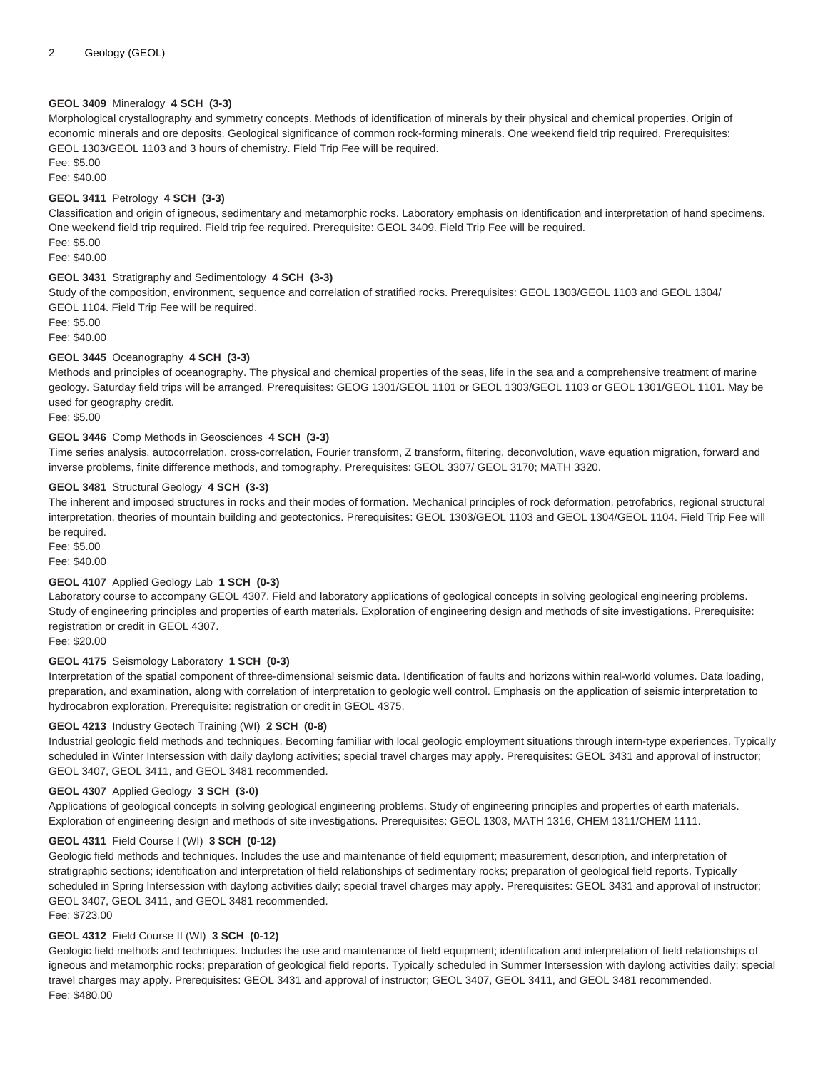**GEOL 3409** Mineralogy **4 SCH (3-3)**
Morphological crystallography and symmetry concepts. Methods of identification of minerals by their physical and chemical properties. Origin of economic minerals and ore deposits. Geological significance of common rock-forming minerals. One weekend field trip required. Prerequisites: GEOL 1303/GEOL 1103 and 3 hours of chemistry. Field Trip Fee will be required.
Fee: $5.00
Fee: $40.00

**GEOL 3411** Petrology **4 SCH (3-3)**
Classification and origin of igneous, sedimentary and metamorphic rocks. Laboratory emphasis on identification and interpretation of hand specimens. One weekend field trip required. Field trip fee required. Prerequisite: GEOL 3409. Field Trip Fee will be required.
Fee: $5.00
Fee: $40.00

**GEOL 3431** Stratigraphy and Sedimentology **4 SCH (3-3)**
Study of the composition, environment, sequence and correlation of stratified rocks. Prerequisites: GEOL 1303/GEOL 1103 and GEOL 1304/GEOL 1104. Field Trip Fee will be required.
Fee: $5.00
Fee: $40.00

**GEOL 3445** Oceanography **4 SCH (3-3)**
Methods and principles of oceanography. The physical and chemical properties of the seas, life in the sea and a comprehensive treatment of marine geology. Saturday field trips will be arranged. Prerequisites: GEOG 1301/GEOL 1101 or GEOL 1303/GEOL 1103 or GEOL 1301/GEOL 1101. May be used for geography credit.
Fee: $5.00

**GEOL 3446** Comp Methods in Geosciences **4 SCH (3-3)**
Time series analysis, autocorrelation, cross-correlation, Fourier transform, Z transform, filtering, deconvolution, wave equation migration, forward and inverse problems, finite difference methods, and tomography. Prerequisites: GEOL 3307/ GEOL 3170; MATH 3320.

**GEOL 3481** Structural Geology **4 SCH (3-3)**
The inherent and imposed structures in rocks and their modes of formation. Mechanical principles of rock deformation, petrofabrics, regional structural interpretation, theories of mountain building and geotectonics. Prerequisites: GEOL 1303/GEOL 1103 and GEOL 1304/GEOL 1104. Field Trip Fee will be required.
Fee: $5.00
Fee: $40.00

**GEOL 4107** Applied Geology Lab **1 SCH (0-3)**
Laboratory course to accompany GEOL 4307. Field and laboratory applications of geological concepts in solving geological engineering problems. Study of engineering principles and properties of earth materials. Exploration of engineering design and methods of site investigations. Prerequisite: registration or credit in GEOL 4307.
Fee: $20.00

**GEOL 4175** Seismology Laboratory **1 SCH (0-3)**
Interpretation of the spatial component of three-dimensional seismic data. Identification of faults and horizons within real-world volumes. Data loading, preparation, and examination, along with correlation of interpretation to geologic well control. Emphasis on the application of seismic interpretation to hydrocabron exploration. Prerequisite: registration or credit in GEOL 4375.

**GEOL 4213** Industry Geotech Training (WI) **2 SCH (0-8)**
Industrial geologic field methods and techniques. Becoming familiar with local geologic employment situations through intern-type experiences. Typically scheduled in Winter Intersession with daily daylong activities; special travel charges may apply. Prerequisites: GEOL 3431 and approval of instructor; GEOL 3407, GEOL 3411, and GEOL 3481 recommended.

**GEOL 4307** Applied Geology **3 SCH (3-0)**
Applications of geological concepts in solving geological engineering problems. Study of engineering principles and properties of earth materials. Exploration of engineering design and methods of site investigations. Prerequisites: GEOL 1303, MATH 1316, CHEM 1311/CHEM 1111.

**GEOL 4311** Field Course I (WI) **3 SCH (0-12)**
Geologic field methods and techniques. Includes the use and maintenance of field equipment; measurement, description, and interpretation of stratigraphic sections; identification and interpretation of field relationships of sedimentary rocks; preparation of geological field reports. Typically scheduled in Spring Intersession with daylong activities daily; special travel charges may apply. Prerequisites: GEOL 3431 and approval of instructor; GEOL 3407, GEOL 3411, and GEOL 3481 recommended.
Fee: $723.00

**GEOL 4312** Field Course II (WI) **3 SCH (0-12)**
Geologic field methods and techniques. Includes the use and maintenance of field equipment; identification and interpretation of field relationships of igneous and metamorphic rocks; preparation of geological field reports. Typically scheduled in Summer Intersession with daylong activities daily; special travel charges may apply. Prerequisites: GEOL 3431 and approval of instructor; GEOL 3407, GEOL 3411, and GEOL 3481 recommended.
Fee: $480.00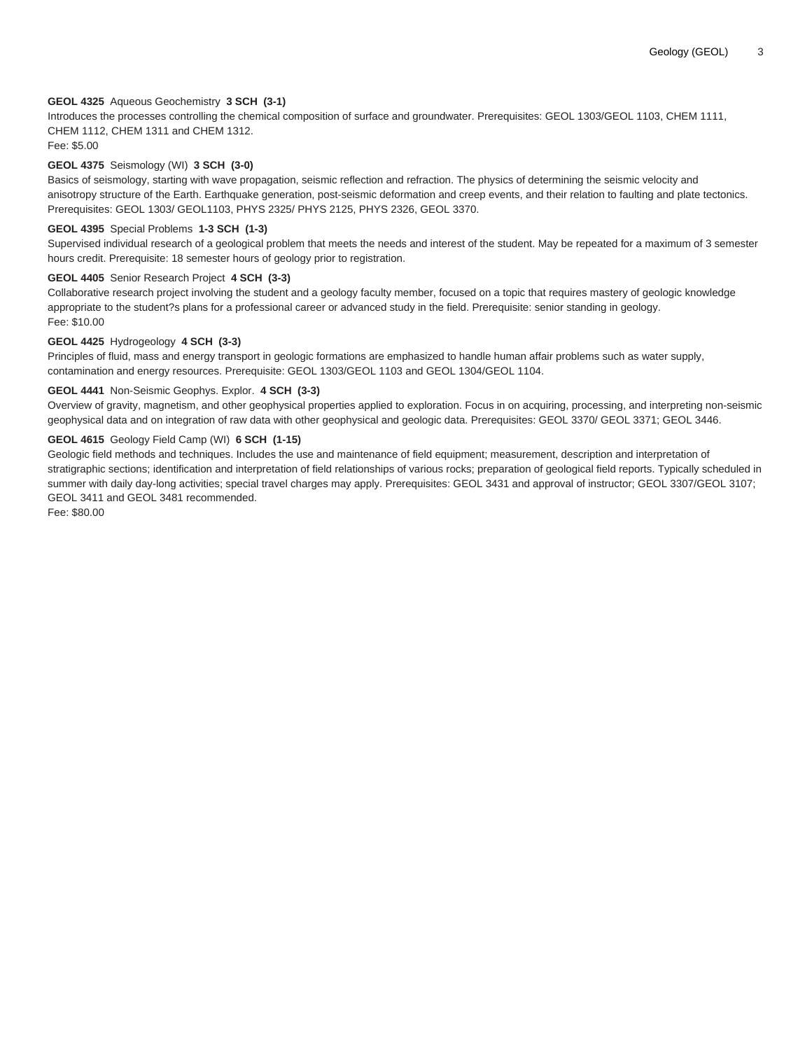**GEOL 4325** Aqueous Geochemistry **3 SCH (3-1)**
Introduces the processes controlling the chemical composition of surface and groundwater. Prerequisites: GEOL 1303/GEOL 1103, CHEM 1111, CHEM 1112, CHEM 1311 and CHEM 1312.
Fee: $5.00

**GEOL 4375** Seismology (WI) **3 SCH (3-0)**
Basics of seismology, starting with wave propagation, seismic reflection and refraction. The physics of determining the seismic velocity and anisotropy structure of the Earth. Earthquake generation, post-seismic deformation and creep events, and their relation to faulting and plate tectonics. Prerequisites: GEOL 1303/ GEOL1103, PHYS 2325/ PHYS 2125, PHYS 2326, GEOL 3370.

**GEOL 4395** Special Problems **1-3 SCH (1-3)**
Supervised individual research of a geological problem that meets the needs and interest of the student. May be repeated for a maximum of 3 semester hours credit. Prerequisite: 18 semester hours of geology prior to registration.

**GEOL 4405** Senior Research Project **4 SCH (3-3)**
Collaborative research project involving the student and a geology faculty member, focused on a topic that requires mastery of geologic knowledge appropriate to the student?s plans for a professional career or advanced study in the field. Prerequisite: senior standing in geology.
Fee: $10.00

**GEOL 4425** Hydrogeology **4 SCH (3-3)**
Principles of fluid, mass and energy transport in geologic formations are emphasized to handle human affair problems such as water supply, contamination and energy resources. Prerequisite: GEOL 1303/GEOL 1103 and GEOL 1304/GEOL 1104.

**GEOL 4441** Non-Seismic Geophys. Explor. **4 SCH (3-3)**
Overview of gravity, magnetism, and other geophysical properties applied to exploration. Focus in on acquiring, processing, and interpreting non-seismic geophysical data and on integration of raw data with other geophysical and geologic data. Prerequisites: GEOL 3370/ GEOL 3371; GEOL 3446.

**GEOL 4615** Geology Field Camp (WI) **6 SCH (1-15)**
Geologic field methods and techniques. Includes the use and maintenance of field equipment; measurement, description and interpretation of stratigraphic sections; identification and interpretation of field relationships of various rocks; preparation of geological field reports. Typically scheduled in summer with daily day-long activities; special travel charges may apply. Prerequisites: GEOL 3431 and approval of instructor; GEOL 3307/GEOL 3107; GEOL 3411 and GEOL 3481 recommended.
Fee: $80.00